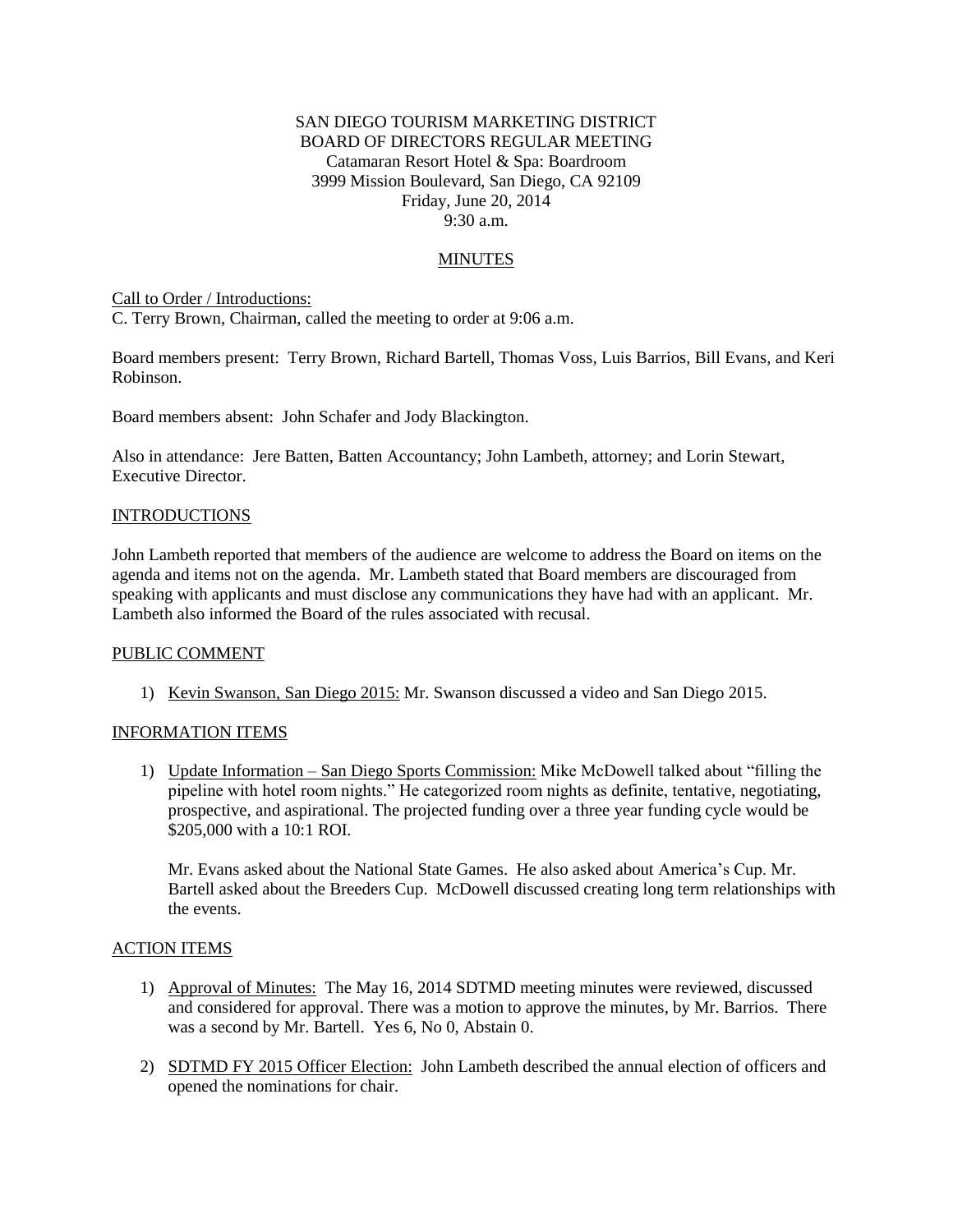SAN DIEGO TOURISM MARKETING DISTRICT
BOARD OF DIRECTORS REGULAR MEETING
Catamaran Resort Hotel & Spa: Boardroom
3999 Mission Boulevard, San Diego, CA 92109
Friday, June 20, 2014
9:30 a.m.

## MINUTES

Call to Order / Introductions:
C. Terry Brown, Chairman, called the meeting to order at 9:06 a.m.

Board members present: Terry Brown, Richard Bartell, Thomas Voss, Luis Barrios, Bill Evans, and Keri Robinson.

Board members absent: John Schafer and Jody Blackington.

Also in attendance: Jere Batten, Batten Accountancy; John Lambeth, attorney; and Lorin Stewart, Executive Director.

### INTRODUCTIONS

John Lambeth reported that members of the audience are welcome to address the Board on items on the agenda and items not on the agenda. Mr. Lambeth stated that Board members are discouraged from speaking with applicants and must disclose any communications they have had with an applicant. Mr. Lambeth also informed the Board of the rules associated with recusal.

### PUBLIC COMMENT

1) Kevin Swanson, San Diego 2015: Mr. Swanson discussed a video and San Diego 2015.

### INFORMATION ITEMS

1) Update Information – San Diego Sports Commission: Mike McDowell talked about "filling the pipeline with hotel room nights." He categorized room nights as definite, tentative, negotiating, prospective, and aspirational. The projected funding over a three year funding cycle would be \$205,000 with a 10:1 ROI.

   Mr. Evans asked about the National State Games. He also asked about America's Cup. Mr. Bartell asked about the Breeders Cup. McDowell discussed creating long term relationships with the events.

### ACTION ITEMS

1) Approval of Minutes: The May 16, 2014 SDTMD meeting minutes were reviewed, discussed and considered for approval. There was a motion to approve the minutes, by Mr. Barrios. There was a second by Mr. Bartell. Yes 6, No 0, Abstain 0.

2) SDTMD FY 2015 Officer Election: John Lambeth described the annual election of officers and opened the nominations for chair.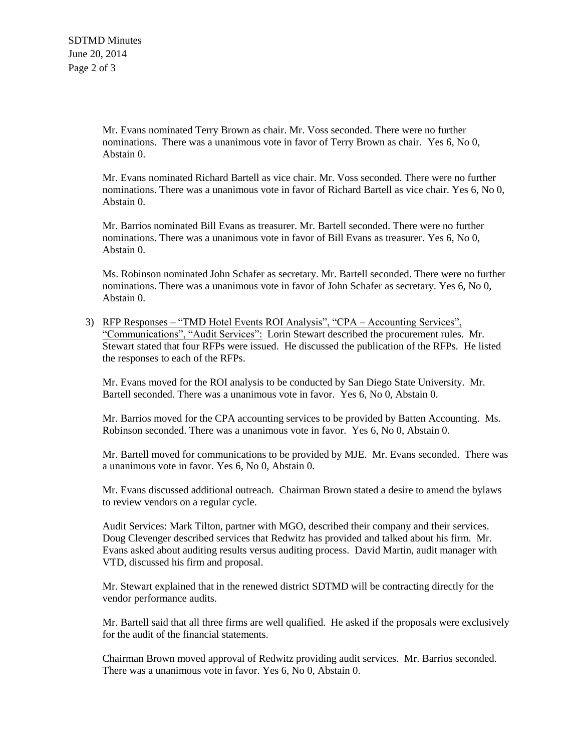Mr. Evans nominated Terry Brown as chair. Mr. Voss seconded. There were no further nominations. There was a unanimous vote in favor of Terry Brown as chair. Yes 6, No 0, Abstain 0.

Mr. Evans nominated Richard Bartell as vice chair. Mr. Voss seconded. There were no further nominations. There was a unanimous vote in favor of Richard Bartell as vice chair. Yes 6, No 0, Abstain 0.

Mr. Barrios nominated Bill Evans as treasurer. Mr. Bartell seconded. There were no further nominations. There was a unanimous vote in favor of Bill Evans as treasurer. Yes 6, No 0, Abstain 0.

Ms. Robinson nominated John Schafer as secretary. Mr. Bartell seconded. There were no further nominations. There was a unanimous vote in favor of John Schafer as secretary. Yes 6, No 0, Abstain 0.

3) <u>RFP Responses – "TMD Hotel Events ROI Analysis", "CPA – Accounting Services", "Communications", "Audit Services":</u> Lorin Stewart described the procurement rules. Mr. Stewart stated that four RFPs were issued. He discussed the publication of the RFPs. He listed the responses to each of the RFPs.

   Mr. Evans moved for the ROI analysis to be conducted by San Diego State University. Mr. Bartell seconded. There was a unanimous vote in favor. Yes 6, No 0, Abstain 0.

   Mr. Barrios moved for the CPA accounting services to be provided by Batten Accounting. Ms. Robinson seconded. There was a unanimous vote in favor. Yes 6, No 0, Abstain 0.

   Mr. Bartell moved for communications to be provided by MJE. Mr. Evans seconded. There was a unanimous vote in favor. Yes 6, No 0, Abstain 0.

   Mr. Evans discussed additional outreach. Chairman Brown stated a desire to amend the bylaws to review vendors on a regular cycle.

   Audit Services: Mark Tilton, partner with MGO, described their company and their services. Doug Clevenger described services that Redwitz has provided and talked about his firm. Mr. Evans asked about auditing results versus auditing process. David Martin, audit manager with VTD, discussed his firm and proposal.

   Mr. Stewart explained that in the renewed district SDTMD will be contracting directly for the vendor performance audits.

   Mr. Bartell said that all three firms are well qualified. He asked if the proposals were exclusively for the audit of the financial statements.

   Chairman Brown moved approval of Redwitz providing audit services. Mr. Barrios seconded. There was a unanimous vote in favor. Yes 6, No 0, Abstain 0.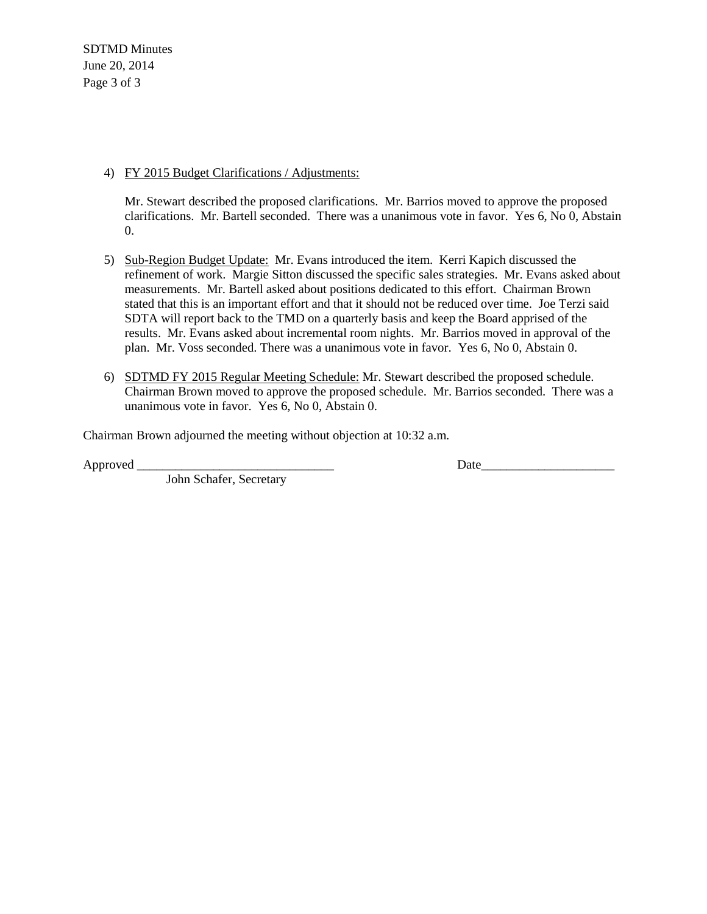4) FY 2015 Budget Clarifications / Adjustments:

   Mr. Stewart described the proposed clarifications. Mr. Barrios moved to approve the proposed clarifications. Mr. Bartell seconded. There was a unanimous vote in favor. Yes 6, No 0, Abstain 0.

5) Sub-Region Budget Update: Mr. Evans introduced the item. Kerri Kapich discussed the refinement of work. Margie Sitton discussed the specific sales strategies. Mr. Evans asked about measurements. Mr. Bartell asked about positions dedicated to this effort. Chairman Brown stated that this is an important effort and that it should not be reduced over time. Joe Terzi said SDTA will report back to the TMD on a quarterly basis and keep the Board apprised of the results. Mr. Evans asked about incremental room nights. Mr. Barrios moved in approval of the plan. Mr. Voss seconded. There was a unanimous vote in favor. Yes 6, No 0, Abstain 0.

6) SDTMD FY 2015 Regular Meeting Schedule: Mr. Stewart described the proposed schedule. Chairman Brown moved to approve the proposed schedule. Mr. Barrios seconded. There was a unanimous vote in favor. Yes 6, No 0, Abstain 0.

Chairman Brown adjourned the meeting without objection at 10:32 a.m.

Approved ________________________________ Date_____________________

John Schafer, Secretary